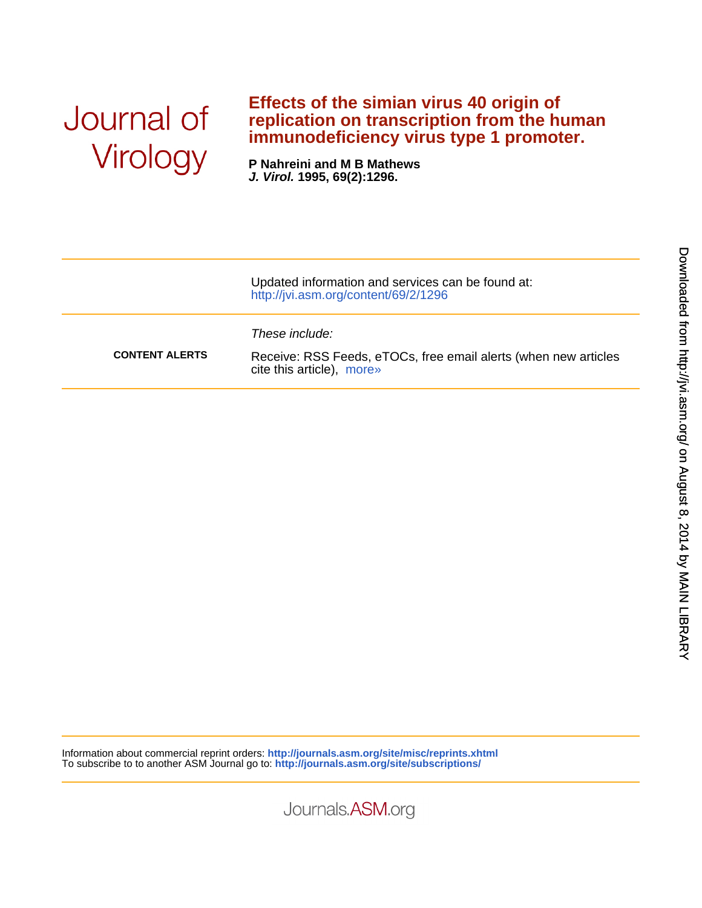Journal of Virology

# Effects of the simian virus 40 origin of replication on transcription from the human immunodeficiency virus type 1 promoter.

**P Nahreini and M B Mathews**
***J. Virol.*** **1995, 69(2):1296.**

Updated information and services can be found at:
http://jvi.asm.org/content/69/2/1296

These include:

**CONTENT ALERTS**

Receive: RSS Feeds, eTOCs, free email alerts (when new articles cite this article), more»

Information about commercial reprint orders: **http://journals.asm.org/site/misc/reprints.xhtml**
To subscribe to to another ASM Journal go to: **http://journals.asm.org/site/subscriptions/**

Downloaded from http://jvi.asm.org/ on August 8, 2014 by MAIN LIBRARY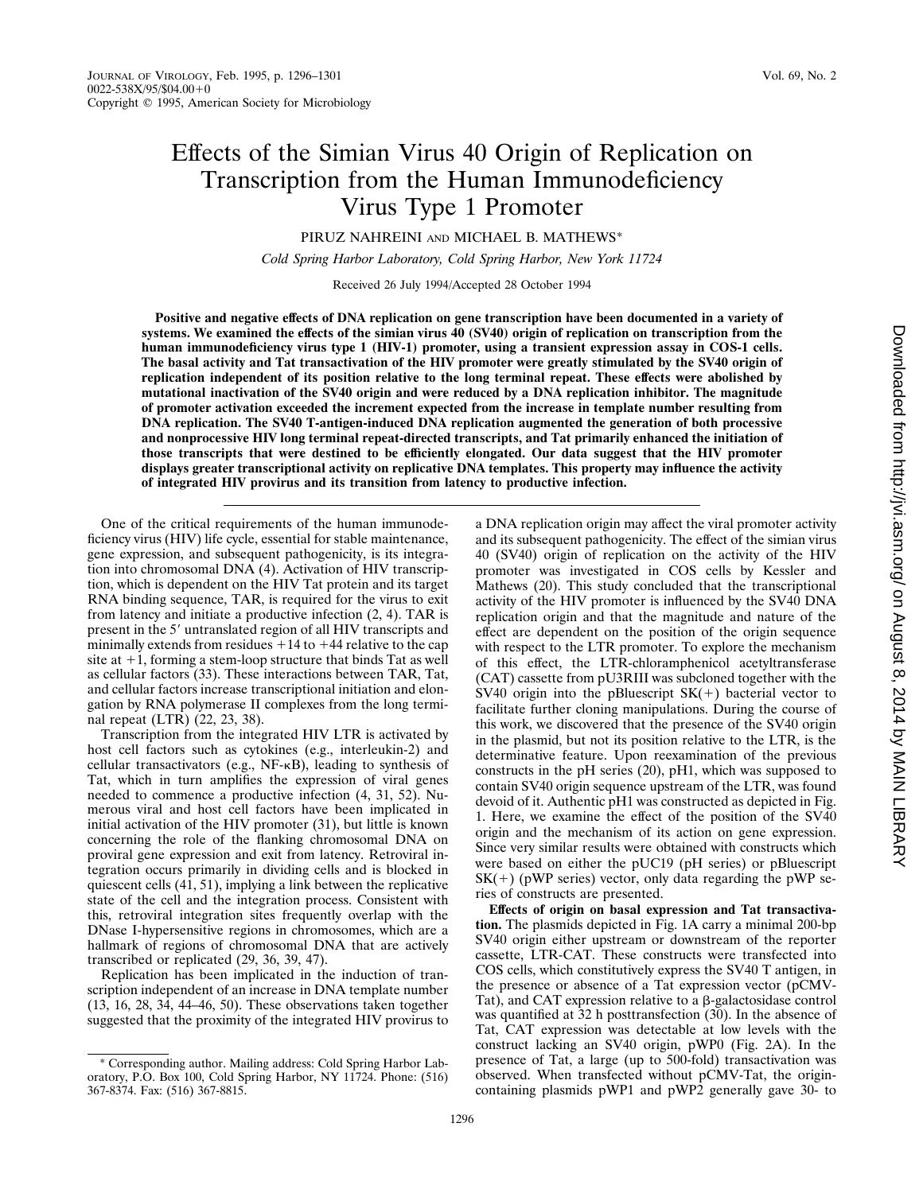# Effects of the Simian Virus 40 Origin of Replication on Transcription from the Human Immunodeficiency Virus Type 1 Promoter

PIRUZ NAHREINI AND MICHAEL B. MATHEWS*

*Cold Spring Harbor Laboratory, Cold Spring Harbor, New York 11724*

Received 26 July 1994/Accepted 28 October 1994

**Positive and negative effects of DNA replication on gene transcription have been documented in a variety of systems. We examined the effects of the simian virus 40 (SV40) origin of replication on transcription from the human immunodeficiency virus type 1 (HIV-1) promoter, using a transient expression assay in COS-1 cells. The basal activity and Tat transactivation of the HIV promoter were greatly stimulated by the SV40 origin of replication independent of its position relative to the long terminal repeat. These effects were abolished by mutational inactivation of the SV40 origin and were reduced by a DNA replication inhibitor. The magnitude of promoter activation exceeded the increment expected from the increase in template number resulting from DNA replication. The SV40 T-antigen-induced DNA replication augmented the generation of both processive and nonprocessive HIV long terminal repeat-directed transcripts, and Tat primarily enhanced the initiation of those transcripts that were destined to be efficiently elongated. Our data suggest that the HIV promoter displays greater transcriptional activity on replicative DNA templates. This property may influence the activity of integrated HIV provirus and its transition from latency to productive infection.**

One of the critical requirements of the human immunodeficiency virus (HIV) life cycle, essential for stable maintenance, gene expression, and subsequent pathogenicity, is its integration into chromosomal DNA (4). Activation of HIV transcription, which is dependent on the HIV Tat protein and its target RNA binding sequence, TAR, is required for the virus to exit from latency and initiate a productive infection (2, 4). TAR is present in the 5′ untranslated region of all HIV transcripts and minimally extends from residues +14 to +44 relative to the cap site at +1, forming a stem-loop structure that binds Tat as well as cellular factors (33). These interactions between TAR, Tat, and cellular factors increase transcriptional initiation and elongation by RNA polymerase II complexes from the long terminal repeat (LTR) (22, 23, 38).

Transcription from the integrated HIV LTR is activated by host cell factors such as cytokines (e.g., interleukin-2) and cellular transactivators (e.g., NF-κB), leading to synthesis of Tat, which in turn amplifies the expression of viral genes needed to commence a productive infection (4, 31, 52). Numerous viral and host cell factors have been implicated in initial activation of the HIV promoter (31), but little is known concerning the role of the flanking chromosomal DNA on proviral gene expression and exit from latency. Retroviral integration occurs primarily in dividing cells and is blocked in quiescent cells (41, 51), implying a link between the replicative state of the cell and the integration process. Consistent with this, retroviral integration sites frequently overlap with the DNase I-hypersensitive regions in chromosomes, which are a hallmark of regions of chromosomal DNA that are actively transcribed or replicated (29, 36, 39, 47).

Replication has been implicated in the induction of transcription independent of an increase in DNA template number (13, 16, 28, 34, 44–46, 50). These observations taken together suggested that the proximity of the integrated HIV provirus to a DNA replication origin may affect the viral promoter activity and its subsequent pathogenicity. The effect of the simian virus 40 (SV40) origin of replication on the activity of the HIV promoter was investigated in COS cells by Kessler and Mathews (20). This study concluded that the transcriptional activity of the HIV promoter is influenced by the SV40 DNA replication origin and that the magnitude and nature of the effect are dependent on the position of the origin sequence with respect to the LTR promoter. To explore the mechanism of this effect, the LTR-chloramphenicol acetyltransferase (CAT) cassette from pU3RIII was subcloned together with the SV40 origin into the pBluescript SK(+) bacterial vector to facilitate further cloning manipulations. During the course of this work, we discovered that the presence of the SV40 origin in the plasmid, but not its position relative to the LTR, is the determinative feature. Upon reexamination of the previous constructs in the pH series (20), pH1, which was supposed to contain SV40 origin sequence upstream of the LTR, was found devoid of it. Authentic pH1 was constructed as depicted in Fig. 1. Here, we examine the effect of the position of the SV40 origin and the mechanism of its action on gene expression. Since very similar results were obtained with constructs which were based on either the pUC19 (pH series) or pBluescript SK(+) (pWP series) vector, only data regarding the pWP series of constructs are presented.

**Effects of origin on basal expression and Tat transactivation.** The plasmids depicted in Fig. 1A carry a minimal 200-bp SV40 origin either upstream or downstream of the reporter cassette, LTR-CAT. These constructs were transfected into COS cells, which constitutively express the SV40 T antigen, in the presence or absence of a Tat expression vector (pCMV-Tat), and CAT expression relative to a β-galactosidase control was quantified at 32 h posttransfection (30). In the absence of Tat, CAT expression was detectable at low levels with the construct lacking an SV40 origin, pWP0 (Fig. 2A). In the presence of Tat, a large (up to 500-fold) transactivation was observed. When transfected without pCMV-Tat, the origin-containing plasmids pWP1 and pWP2 generally gave 30- to

\* Corresponding author. Mailing address: Cold Spring Harbor Laboratory, P.O. Box 100, Cold Spring Harbor, NY 11724. Phone: (516) 367-8374. Fax: (516) 367-8815.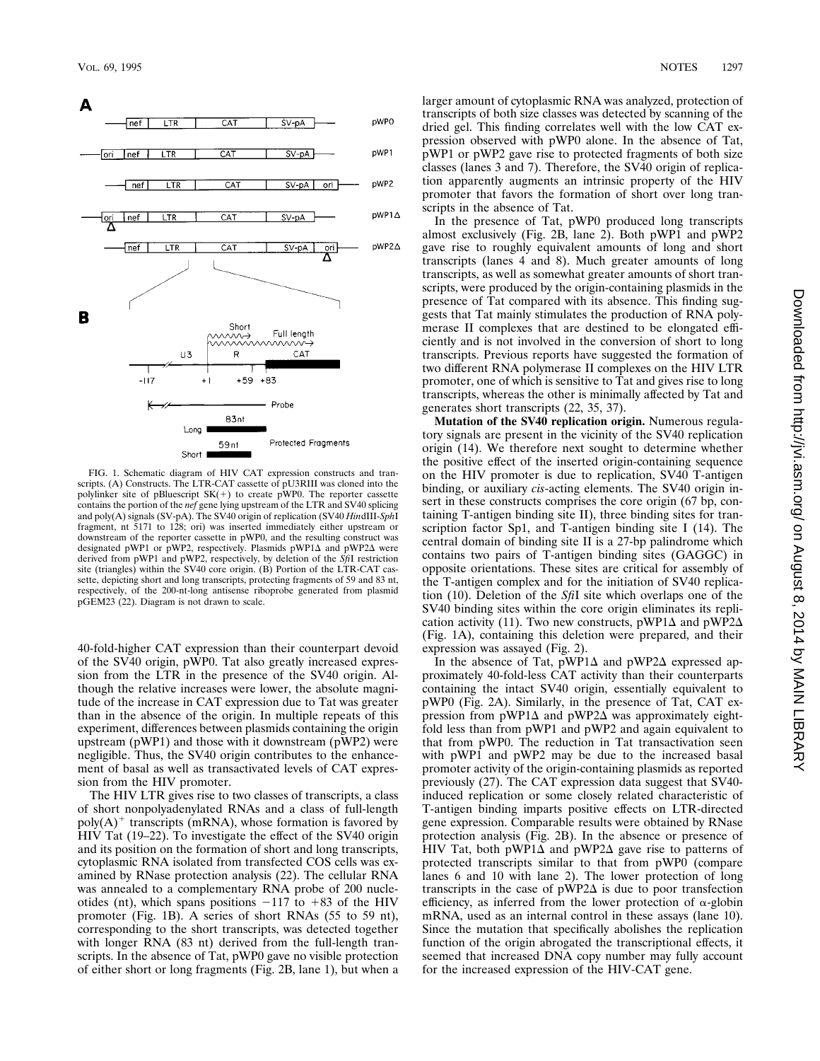FIG. 1. Schematic diagram of HIV CAT expression constructs and transcripts. (A) Constructs. The LTR-CAT cassette of pU3RIII was cloned into the polylinker site of pBluescript SK(+) to create pWP0. The reporter cassette contains the portion of the *nef* gene lying upstream of the LTR and SV40 splicing and poly(A) signals (SV-pA). The SV40 origin of replication (SV40 *Hin*dIII-*Sph*I fragment, nt 5171 to 128; ori) was inserted immediately either upstream or downstream of the reporter cassette in pWP0, and the resulting construct was designated pWP1 or pWP2, respectively. Plasmids pWP1Δ and pWP2Δ were derived from pWP1 and pWP2, respectively, by deletion of the *Sfi*I restriction site (triangles) within the SV40 core origin. (B) Portion of the LTR-CAT cassette, depicting short and long transcripts, protecting fragments of 59 and 83 nt, respectively, of the 200-nt-long antisense riboprobe generated from plasmid pGEM23 (22). Diagram is not drawn to scale.

40-fold-higher CAT expression than their counterpart devoid of the SV40 origin, pWP0. Tat also greatly increased expression from the LTR in the presence of the SV40 origin. Although the relative increases were lower, the absolute magnitude of the increase in CAT expression due to Tat was greater than in the absence of the origin. In multiple repeats of this experiment, differences between plasmids containing the origin upstream (pWP1) and those with it downstream (pWP2) were negligible. Thus, the SV40 origin contributes to the enhancement of basal as well as transactivated levels of CAT expression from the HIV promoter.

The HIV LTR gives rise to two classes of transcripts, a class of short nonpolyadenylated RNAs and a class of full-length poly(A)$^+$ transcripts (mRNA), whose formation is favored by HIV Tat (19–22). To investigate the effect of the SV40 origin and its position on the formation of short and long transcripts, cytoplasmic RNA isolated from transfected COS cells was examined by RNase protection analysis (22). The cellular RNA was annealed to a complementary RNA probe of 200 nucleotides (nt), which spans positions −117 to +83 of the HIV promoter (Fig. 1B). A series of short RNAs (55 to 59 nt), corresponding to the short transcripts, was detected together with longer RNA (83 nt) derived from the full-length transcripts. In the absence of Tat, pWP0 gave no visible protection of either short or long fragments (Fig. 2B, lane 1), but when a larger amount of cytoplasmic RNA was analyzed, protection of transcripts of both size classes was detected by scanning of the dried gel. This finding correlates well with the low CAT expression observed with pWP0 alone. In the absence of Tat, pWP1 or pWP2 gave rise to protected fragments of both size classes (lanes 3 and 7). Therefore, the SV40 origin of replication apparently augments an intrinsic property of the HIV promoter that favors the formation of short over long transcripts in the absence of Tat.

In the presence of Tat, pWP0 produced long transcripts almost exclusively (Fig. 2B, lane 2). Both pWP1 and pWP2 gave rise to roughly equivalent amounts of long and short transcripts (lanes 4 and 8). Much greater amounts of long transcripts, as well as somewhat greater amounts of short transcripts, were produced by the origin-containing plasmids in the presence of Tat compared with its absence. This finding suggests that Tat mainly stimulates the production of RNA polymerase II complexes that are destined to be elongated efficiently and is not involved in the conversion of short to long transcripts. Previous reports have suggested the formation of two different RNA polymerase II complexes on the HIV LTR promoter, one of which is sensitive to Tat and gives rise to long transcripts, whereas the other is minimally affected by Tat and generates short transcripts (22, 35, 37).

**Mutation of the SV40 replication origin.** Numerous regulatory signals are present in the vicinity of the SV40 replication origin (14). We therefore next sought to determine whether the positive effect of the inserted origin-containing sequence on the HIV promoter is due to replication, SV40 T-antigen binding, or auxiliary *cis*-acting elements. The SV40 origin insert in these constructs comprises the core origin (67 bp, containing T-antigen binding site II), three binding sites for transcription factor Sp1, and T-antigen binding site I (14). The central domain of binding site II is a 27-bp palindrome which contains two pairs of T-antigen binding sites (GAGGC) in opposite orientations. These sites are critical for assembly of the T-antigen complex and for the initiation of SV40 replication (10). Deletion of the *Sfi*I site which overlaps one of the SV40 binding sites within the core origin eliminates its replication activity (11). Two new constructs, pWP1Δ and pWP2Δ (Fig. 1A), containing this deletion were prepared, and their expression was assayed (Fig. 2).

In the absence of Tat, pWP1Δ and pWP2Δ expressed approximately 40-fold-less CAT activity than their counterparts containing the intact SV40 origin, essentially equivalent to pWP0 (Fig. 2A). Similarly, in the presence of Tat, CAT expression from pWP1Δ and pWP2Δ was approximately eightfold less than from pWP1 and pWP2 and again equivalent to that from pWP0. The reduction in Tat transactivation seen with pWP1 and pWP2 may be due to the increased basal promoter activity of the origin-containing plasmids as reported previously (27). The CAT expression data suggest that SV40-induced replication or some closely related characteristic of T-antigen binding imparts positive effects on LTR-directed gene expression. Comparable results were obtained by RNase protection analysis (Fig. 2B). In the absence or presence of HIV Tat, both pWP1Δ and pWP2Δ gave rise to patterns of protected transcripts similar to that from pWP0 (compare lanes 6 and 10 with lane 2). The lower protection of long transcripts in the case of pWP2Δ is due to poor transfection efficiency, as inferred from the lower protection of α-globin mRNA, used as an internal control in these assays (lane 10). Since the mutation that specifically abolishes the replication function of the origin abrogated the transcriptional effects, it seemed that increased DNA copy number may fully account for the increased expression of the HIV-CAT gene.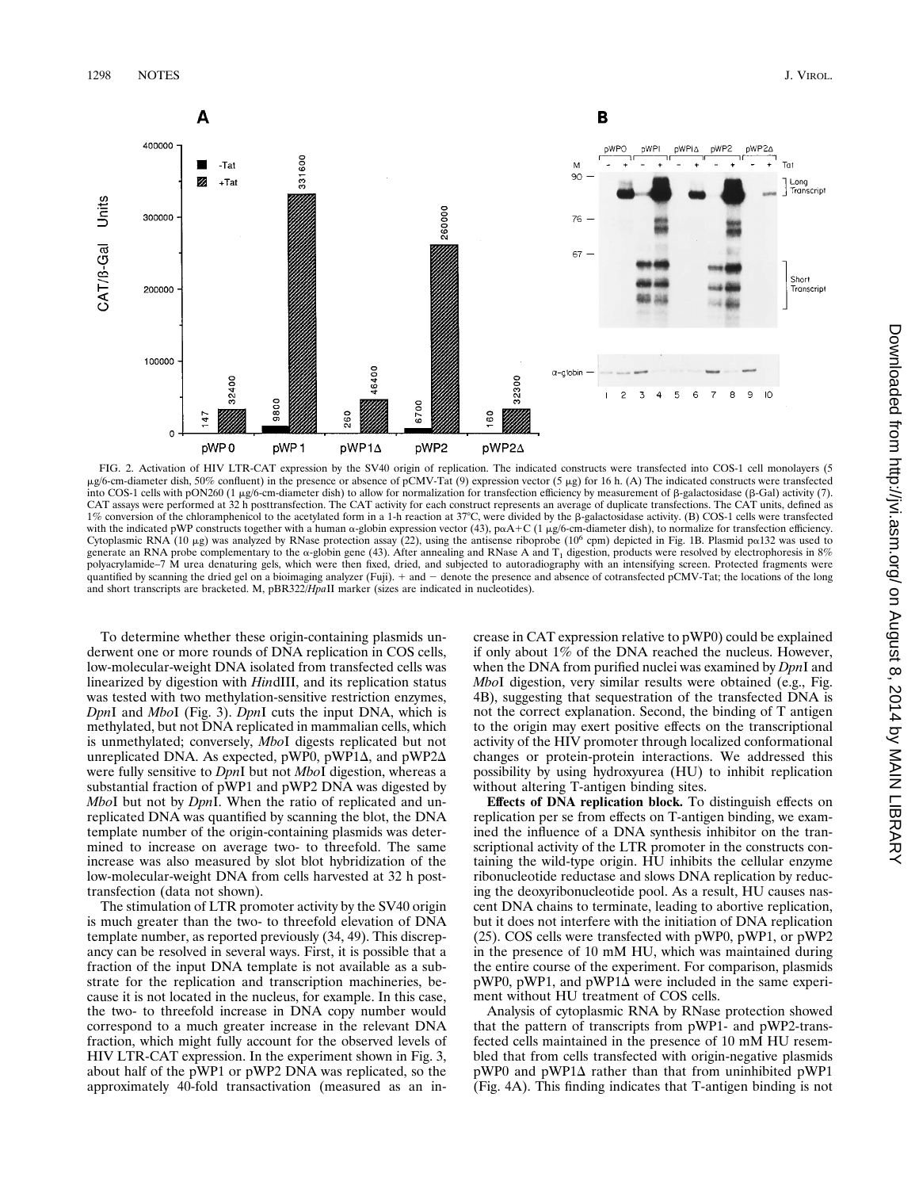FIG. 2. Activation of HIV LTR-CAT expression by the SV40 origin of replication. The indicated constructs were transfected into COS-1 cell monolayers (5 μg/6-cm-diameter dish, 50% confluent) in the presence or absence of pCMV-Tat (9) expression vector (5 μg) for 16 h. (A) The indicated constructs were transfected into COS-1 cells with pON260 (1 μg/6-cm-diameter dish) to allow for normalization for transfection efficiency by measurement of β-galactosidase (β-Gal) activity (7). CAT assays were performed at 32 h posttransfection. The CAT activity for each construct represents an average of duplicate transfections. The CAT units, defined as 1% conversion of the chloramphenicol to the acetylated form in a 1-h reaction at 37°C, were divided by the β-galactosidase activity. (B) COS-1 cells were transfected with the indicated pWP constructs together with a human α-globin expression vector (43), pαA+C (1 μg/6-cm-diameter dish), to normalize for transfection efficiency. Cytoplasmic RNA (10 μg) was analyzed by RNase protection assay (22), using the antisense riboprobe ($10^6$ cpm) depicted in Fig. 1B. Plasmid pα132 was used to generate an RNA probe complementary to the α-globin gene (43). After annealing and RNase A and $T_1$ digestion, products were resolved by electrophoresis in 8% polyacrylamide–7 M urea denaturing gels, which were then fixed, dried, and subjected to autoradiography with an intensifying screen. Protected fragments were quantified by scanning the dried gel on a bioimaging analyzer (Fuji). + and − denote the presence and absence of cotransfected pCMV-Tat; the locations of the long and short transcripts are bracketed. M, pBR322/*Hpa*II marker (sizes are indicated in nucleotides).

To determine whether these origin-containing plasmids underwent one or more rounds of DNA replication in COS cells, low-molecular-weight DNA isolated from transfected cells was linearized by digestion with *Hin*dIII, and its replication status was tested with two methylation-sensitive restriction enzymes, *Dpn*I and *Mbo*I (Fig. 3). *Dpn*I cuts the input DNA, which is methylated, but not DNA replicated in mammalian cells, which is unmethylated; conversely, *Mbo*I digests replicated but not unreplicated DNA. As expected, pWP0, pWP1Δ, and pWP2Δ were fully sensitive to *Dpn*I but not *Mbo*I digestion, whereas a substantial fraction of pWP1 and pWP2 DNA was digested by *Mbo*I but not by *Dpn*I. When the ratio of replicated and unreplicated DNA was quantified by scanning the blot, the DNA template number of the origin-containing plasmids was determined to increase on average two- to threefold. The same increase was also measured by slot blot hybridization of the low-molecular-weight DNA from cells harvested at 32 h posttransfection (data not shown).

The stimulation of LTR promoter activity by the SV40 origin is much greater than the two- to threefold elevation of DNA template number, as reported previously (34, 49). This discrepancy can be resolved in several ways. First, it is possible that a fraction of the input DNA template is not available as a substrate for the replication and transcription machineries, because it is not located in the nucleus, for example. In this case, the two- to threefold increase in DNA copy number would correspond to a much greater increase in the relevant DNA fraction, which might fully account for the observed levels of HIV LTR-CAT expression. In the experiment shown in Fig. 3, about half of the pWP1 or pWP2 DNA was replicated, so the approximately 40-fold transactivation (measured as an increase in CAT expression relative to pWP0) could be explained if only about 1% of the DNA reached the nucleus. However, when the DNA from purified nuclei was examined by *Dpn*I and *Mbo*I digestion, very similar results were obtained (e.g., Fig. 4B), suggesting that sequestration of the transfected DNA is not the correct explanation. Second, the binding of T antigen to the origin may exert positive effects on the transcriptional activity of the HIV promoter through localized conformational changes or protein-protein interactions. We addressed this possibility by using hydroxyurea (HU) to inhibit replication without altering T-antigen binding sites.

**Effects of DNA replication block.** To distinguish effects on replication per se from effects on T-antigen binding, we examined the influence of a DNA synthesis inhibitor on the transcriptional activity of the LTR promoter in the constructs containing the wild-type origin. HU inhibits the cellular enzyme ribonucleotide reductase and slows DNA replication by reducing the deoxyribonucleotide pool. As a result, HU causes nascent DNA chains to terminate, leading to abortive replication, but it does not interfere with the initiation of DNA replication (25). COS cells were transfected with pWP0, pWP1, or pWP2 in the presence of 10 mM HU, which was maintained during the entire course of the experiment. For comparison, plasmids pWP0, pWP1, and pWP1Δ were included in the same experiment without HU treatment of COS cells.

Analysis of cytoplasmic RNA by RNase protection showed that the pattern of transcripts from pWP1- and pWP2-transfected cells maintained in the presence of 10 mM HU resembled that from cells transfected with origin-negative plasmids pWP0 and pWP1Δ rather than that from uninhibited pWP1 (Fig. 4A). This finding indicates that T-antigen binding is not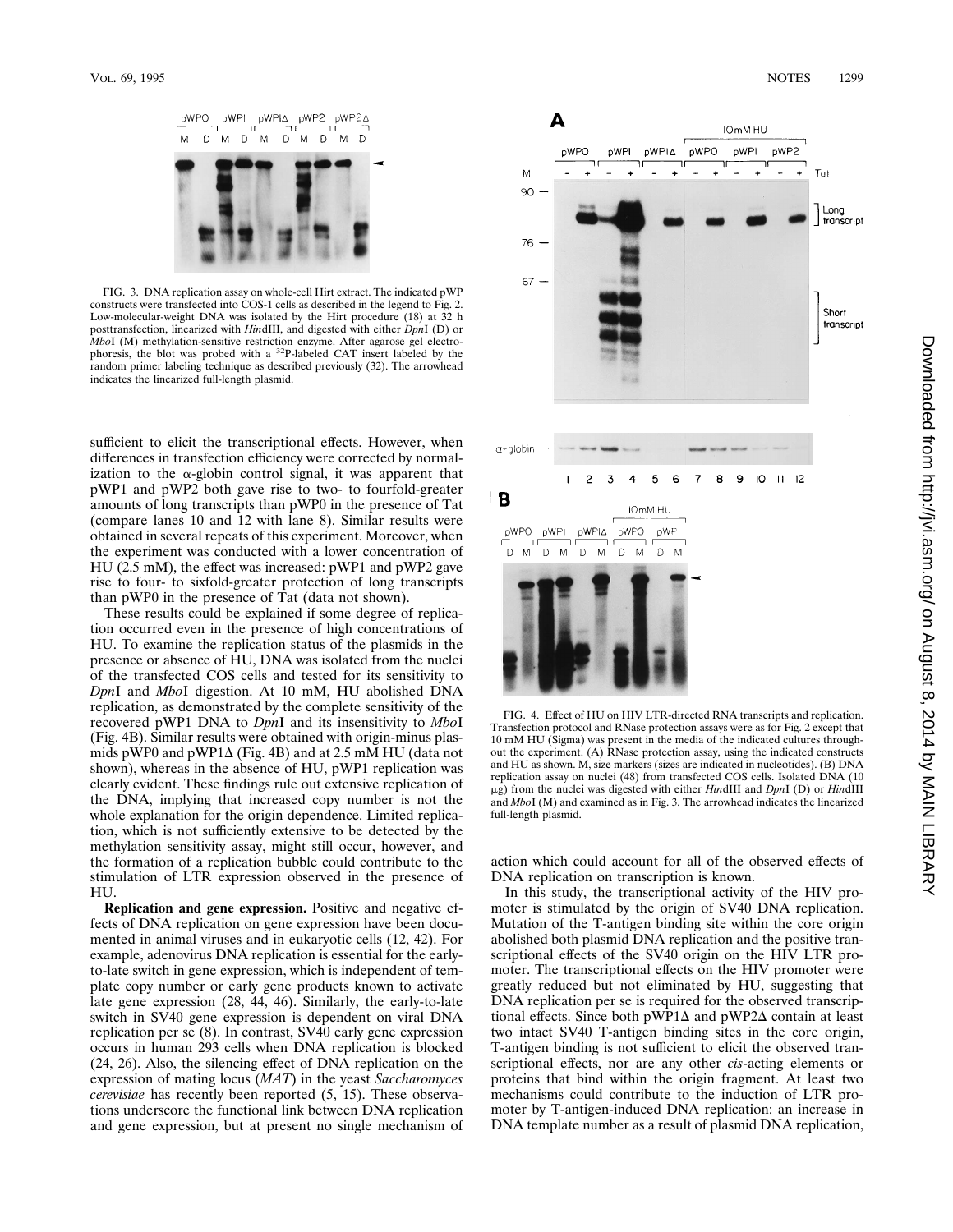FIG. 3. DNA replication assay on whole-cell Hirt extract. The indicated pWP constructs were transfected into COS-1 cells as described in the legend to Fig. 2. Low-molecular-weight DNA was isolated by the Hirt procedure (18) at 32 h posttransfection, linearized with *Hin*dIII, and digested with either *Dpn*I (D) or *Mbo*I (M) methylation-sensitive restriction enzyme. After agarose gel electrophoresis, the blot was probed with a $^{32}$P-labeled CAT insert labeled by the random primer labeling technique as described previously (32). The arrowhead indicates the linearized full-length plasmid.

sufficient to elicit the transcriptional effects. However, when differences in transfection efficiency were corrected by normalization to the α-globin control signal, it was apparent that pWP1 and pWP2 both gave rise to two- to fourfold-greater amounts of long transcripts than pWP0 in the presence of Tat (compare lanes 10 and 12 with lane 8). Similar results were obtained in several repeats of this experiment. Moreover, when the experiment was conducted with a lower concentration of HU (2.5 mM), the effect was increased: pWP1 and pWP2 gave rise to four- to sixfold-greater protection of long transcripts than pWP0 in the presence of Tat (data not shown).

These results could be explained if some degree of replication occurred even in the presence of high concentrations of HU. To examine the replication status of the plasmids in the presence or absence of HU, DNA was isolated from the nuclei of the transfected COS cells and tested for its sensitivity to *Dpn*I and *Mbo*I digestion. At 10 mM, HU abolished DNA replication, as demonstrated by the complete sensitivity of the recovered pWP1 DNA to *Dpn*I and its insensitivity to *Mbo*I (Fig. 4B). Similar results were obtained with origin-minus plasmids pWP0 and pWP1Δ (Fig. 4B) and at 2.5 mM HU (data not shown), whereas in the absence of HU, pWP1 replication was clearly evident. These findings rule out extensive replication of the DNA, implying that increased copy number is not the whole explanation for the origin dependence. Limited replication, which is not sufficiently extensive to be detected by the methylation sensitivity assay, might still occur, however, and the formation of a replication bubble could contribute to the stimulation of LTR expression observed in the presence of HU.

**Replication and gene expression.** Positive and negative effects of DNA replication on gene expression have been documented in animal viruses and in eukaryotic cells (12, 42). For example, adenovirus DNA replication is essential for the early-to-late switch in gene expression, which is independent of template copy number or early gene products known to activate late gene expression (28, 44, 46). Similarly, the early-to-late switch in SV40 gene expression is dependent on viral DNA replication per se (8). In contrast, SV40 early gene expression occurs in human 293 cells when DNA replication is blocked (24, 26). Also, the silencing effect of DNA replication on the expression of mating locus (*MAT*) in the yeast *Saccharomyces cerevisiae* has recently been reported (5, 15). These observations underscore the functional link between DNA replication and gene expression, but at present no single mechanism of action which could account for all of the observed effects of DNA replication on transcription is known.

FIG. 4. Effect of HU on HIV LTR-directed RNA transcripts and replication. Transfection protocol and RNase protection assays were as for Fig. 2 except that 10 mM HU (Sigma) was present in the media of the indicated cultures throughout the experiment. (A) RNase protection assay, using the indicated constructs and HU as shown. M, size markers (sizes are indicated in nucleotides). (B) DNA replication assay on nuclei (48) from transfected COS cells. Isolated DNA (10 μg) from the nuclei was digested with either *Hin*dIII and *Dpn*I (D) or *Hin*dIII and *Mbo*I (M) and examined as in Fig. 3. The arrowhead indicates the linearized full-length plasmid.

In this study, the transcriptional activity of the HIV promoter is stimulated by the origin of SV40 DNA replication. Mutation of the T-antigen binding site within the core origin abolished both plasmid DNA replication and the positive transcriptional effects of the SV40 origin on the HIV LTR promoter. The transcriptional effects on the HIV promoter were greatly reduced but not eliminated by HU, suggesting that DNA replication per se is required for the observed transcriptional effects. Since both pWP1Δ and pWP2Δ contain at least two intact SV40 T-antigen binding sites in the core origin, T-antigen binding is not sufficient to elicit the observed transcriptional effects, nor are any other *cis*-acting elements or proteins that bind within the origin fragment. At least two mechanisms could contribute to the induction of LTR promoter by T-antigen-induced DNA replication: an increase in DNA template number as a result of plasmid DNA replication,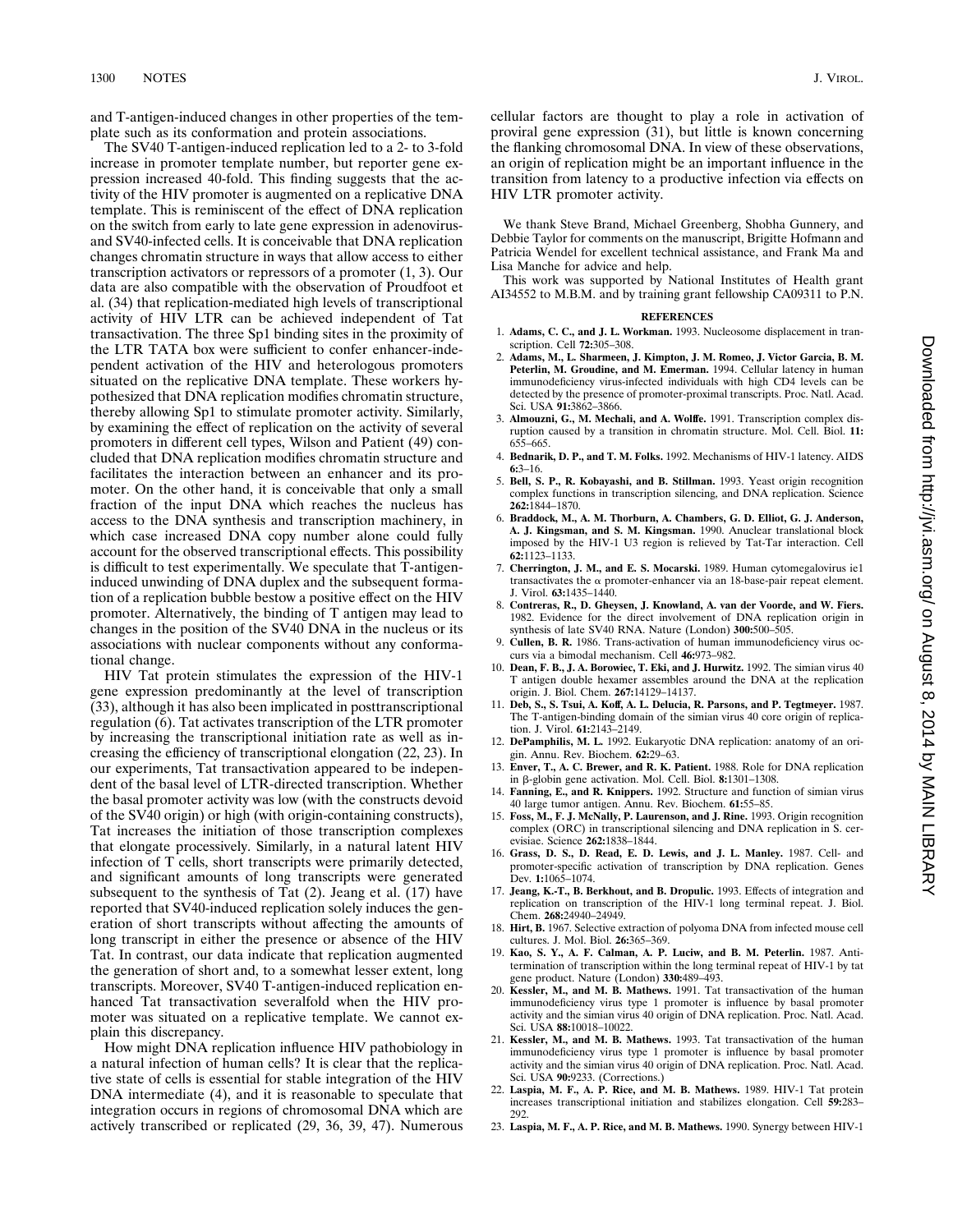and T-antigen-induced changes in other properties of the template such as its conformation and protein associations.

The SV40 T-antigen-induced replication led to a 2- to 3-fold increase in promoter template number, but reporter gene expression increased 40-fold. This finding suggests that the activity of the HIV promoter is augmented on a replicative DNA template. This is reminiscent of the effect of DNA replication on the switch from early to late gene expression in adenovirus- and SV40-infected cells. It is conceivable that DNA replication changes chromatin structure in ways that allow access to either transcription activators or repressors of a promoter (1, 3). Our data are also compatible with the observation of Proudfoot et al. (34) that replication-mediated high levels of transcriptional activity of HIV LTR can be achieved independent of Tat transactivation. The three Sp1 binding sites in the proximity of the LTR TATA box were sufficient to confer enhancer-independent activation of the HIV and heterologous promoters situated on the replicative DNA template. These workers hypothesized that DNA replication modifies chromatin structure, thereby allowing Sp1 to stimulate promoter activity. Similarly, by examining the effect of replication on the activity of several promoters in different cell types, Wilson and Patient (49) concluded that DNA replication modifies chromatin structure and facilitates the interaction between an enhancer and its promoter. On the other hand, it is conceivable that only a small fraction of the input DNA which reaches the nucleus has access to the DNA synthesis and transcription machinery, in which case increased DNA copy number alone could fully account for the observed transcriptional effects. This possibility is difficult to test experimentally. We speculate that T-antigen-induced unwinding of DNA duplex and the subsequent formation of a replication bubble bestow a positive effect on the HIV promoter. Alternatively, the binding of T antigen may lead to changes in the position of the SV40 DNA in the nucleus or its associations with nuclear components without any conformational change.

HIV Tat protein stimulates the expression of the HIV-1 gene expression predominantly at the level of transcription (33), although it has also been implicated in posttranscriptional regulation (6). Tat activates transcription of the LTR promoter by increasing the transcriptional initiation rate as well as increasing the efficiency of transcriptional elongation (22, 23). In our experiments, Tat transactivation appeared to be independent of the basal level of LTR-directed transcription. Whether the basal promoter activity was low (with the constructs devoid of the SV40 origin) or high (with origin-containing constructs), Tat increases the initiation of those transcription complexes that elongate processively. Similarly, in a natural latent HIV infection of T cells, short transcripts were primarily detected, and significant amounts of long transcripts were generated subsequent to the synthesis of Tat (2). Jeang et al. (17) have reported that SV40-induced replication solely induces the generation of short transcripts without affecting the amounts of long transcript in either the presence or absence of the HIV Tat. In contrast, our data indicate that replication augmented the generation of short and, to a somewhat lesser extent, long transcripts. Moreover, SV40 T-antigen-induced replication enhanced Tat transactivation severalfold when the HIV promoter was situated on a replicative template. We cannot explain this discrepancy.

How might DNA replication influence HIV pathobiology in a natural infection of human cells? It is clear that the replicative state of cells is essential for stable integration of the HIV DNA intermediate (4), and it is reasonable to speculate that integration occurs in regions of chromosomal DNA which are actively transcribed or replicated (29, 36, 39, 47). Numerous cellular factors are thought to play a role in activation of proviral gene expression (31), but little is known concerning the flanking chromosomal DNA. In view of these observations, an origin of replication might be an important influence in the transition from latency to a productive infection via effects on HIV LTR promoter activity.

We thank Steve Brand, Michael Greenberg, Shobha Gunnery, and Debbie Taylor for comments on the manuscript, Brigitte Hofmann and Patricia Wendel for excellent technical assistance, and Frank Ma and Lisa Manche for advice and help.

This work was supported by National Institutes of Health grant AI34552 to M.B.M. and by training grant fellowship CA09311 to P.N.

## REFERENCES

1. **Adams, C. C., and J. L. Workman.** 1993. Nucleosome displacement in transcription. Cell **72:**305–308.
2. **Adams, M., L. Sharmeen, J. Kimpton, J. M. Romeo, J. Victor Garcia, B. M. Peterlin, M. Groudine, and M. Emerman.** 1994. Cellular latency in human immunodeficiency virus-infected individuals with high CD4 levels can be detected by the presence of promoter-proximal transcripts. Proc. Natl. Acad. Sci. USA **91:**3862–3866.
3. **Almouzni, G., M. Mechali, and A. Wolffe.** 1991. Transcription complex disruption caused by a transition in chromatin structure. Mol. Cell. Biol. **11:** 655–665.
4. **Bednarik, D. P., and T. M. Folks.** 1992. Mechanisms of HIV-1 latency. AIDS **6:**3–16.
5. **Bell, S. P., R. Kobayashi, and B. Stillman.** 1993. Yeast origin recognition complex functions in transcription silencing, and DNA replication. Science **262:**1844–1870.
6. **Braddock, M., A. M. Thorburn, A. Chambers, G. D. Elliot, G. J. Anderson, A. J. Kingsman, and S. M. Kingsman.** 1990. Anuclear translational block imposed by the HIV-1 U3 region is relieved by Tat-Tar interaction. Cell **62:**1123–1133.
7. **Cherrington, J. M., and E. S. Mocarski.** 1989. Human cytomegalovirus ie1 transactivates the α promoter-enhancer via an 18-base-pair repeat element. J. Virol. **63:**1435–1440.
8. **Contreras, R., D. Gheysen, J. Knowland, A. van der Voorde, and W. Fiers.** 1982. Evidence for the direct involvement of DNA replication origin in synthesis of late SV40 RNA. Nature (London) **300:**500–505.
9. **Cullen, B. R.** 1986. Trans-activation of human immunodeficiency virus occurs via a bimodal mechanism. Cell **46:**973–982.
10. **Dean, F. B., J. A. Borowiec, T. Eki, and J. Hurwitz.** 1992. The simian virus 40 T antigen double hexamer assembles around the DNA at the replication origin. J. Biol. Chem. **267:**14129–14137.
11. **Deb, S., S. Tsui, A. Koff, A. L. Delucia, R. Parsons, and P. Tegtmeyer.** 1987. The T-antigen-binding domain of the simian virus 40 core origin of replication. J. Virol. **61:**2143–2149.
12. **DePamphilis, M. L.** 1992. Eukaryotic DNA replication: anatomy of an origin. Annu. Rev. Biochem. **62:**29–63.
13. **Enver, T., A. C. Brewer, and R. K. Patient.** 1988. Role for DNA replication in β-globin gene activation. Mol. Cell. Biol. **8:**1301–1308.
14. **Fanning, E., and R. Knippers.** 1992. Structure and function of simian virus 40 large tumor antigen. Annu. Rev. Biochem. **61:**55–85.
15. **Foss, M., F. J. McNally, P. Laurenson, and J. Rine.** 1993. Origin recognition complex (ORC) in transcriptional silencing and DNA replication in S. cerevisiae. Science **262:**1838–1844.
16. **Grass, D. S., D. Read, E. D. Lewis, and J. L. Manley.** 1987. Cell- and promoter-specific activation of transcription by DNA replication. Genes Dev. **1:**1065–1074.
17. **Jeang, K.-T., B. Berkhout, and B. Dropulic.** 1993. Effects of integration and replication on transcription of the HIV-1 long terminal repeat. J. Biol. Chem. **268:**24940–24949.
18. **Hirt, B.** 1967. Selective extraction of polyoma DNA from infected mouse cell cultures. J. Mol. Biol. **26:**365–369.
19. **Kao, S. Y., A. F. Calman, P. A. Luciw, and B. M. Peterlin.** 1987. Antitermination of transcription within the long terminal repeat of HIV-1 by tat gene product. Nature (London) **330:**489–493.
20. **Kessler, M., and M. B. Mathews.** 1991. Tat transactivation of the human immunodeficiency virus type 1 promoter is influence by basal promoter activity and the simian virus 40 origin of DNA replication. Proc. Natl. Acad. Sci. USA **88:**10018–10022.
21. **Kessler, M., and M. B. Mathews.** 1993. Tat transactivation of the human immunodeficiency virus type 1 promoter is influence by basal promoter activity and the simian virus 40 origin of DNA replication. Proc. Natl. Acad. Sci. USA **90:**9233. (Corrections.)
22. **Laspia, M. F., A. P. Rice, and M. B. Mathews.** 1989. HIV-1 Tat protein increases transcriptional initiation and stabilizes elongation. Cell **59:**283–292.
23. **Laspia, M. F., A. P. Rice, and M. B. Mathews.** 1990. Synergy between HIV-1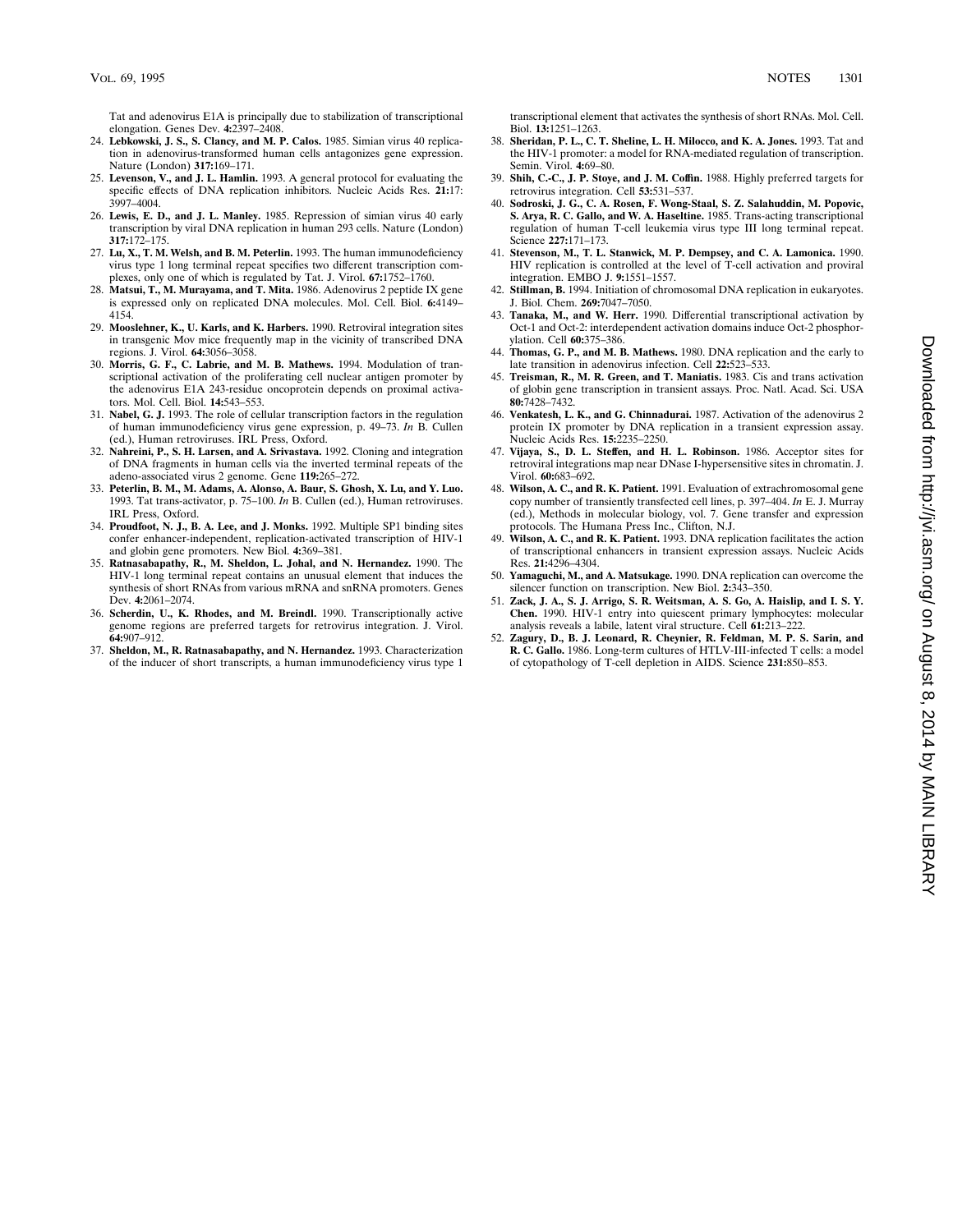Tat and adenovirus E1A is principally due to stabilization of transcriptional elongation. Genes Dev. **4:**2397–2408.

24. **Lebkowski, J. S., S. Clancy, and M. P. Calos.** 1985. Simian virus 40 replication in adenovirus-transformed human cells antagonizes gene expression. Nature (London) **317:**169–171.
25. **Levenson, V., and J. L. Hamlin.** 1993. A general protocol for evaluating the specific effects of DNA replication inhibitors. Nucleic Acids Res. **21:**17: 3997–4004.
26. **Lewis, E. D., and J. L. Manley.** 1985. Repression of simian virus 40 early transcription by viral DNA replication in human 293 cells. Nature (London) **317:**172–175.
27. **Lu, X., T. M. Welsh, and B. M. Peterlin.** 1993. The human immunodeficiency virus type 1 long terminal repeat specifies two different transcription complexes, only one of which is regulated by Tat. J. Virol. **67:**1752–1760.
28. **Matsui, T., M. Murayama, and T. Mita.** 1986. Adenovirus 2 peptide IX gene is expressed only on replicated DNA molecules. Mol. Cell. Biol. **6:**4149–4154.
29. **Mooslehner, K., U. Karls, and K. Harbers.** 1990. Retroviral integration sites in transgenic Mov mice frequently map in the vicinity of transcribed DNA regions. J. Virol. **64:**3056–3058.
30. **Morris, G. F., C. Labrie, and M. B. Mathews.** 1994. Modulation of transcriptional activation of the proliferating cell nuclear antigen promoter by the adenovirus E1A 243-residue oncoprotein depends on proximal activators. Mol. Cell. Biol. **14:**543–553.
31. **Nabel, G. J.** 1993. The role of cellular transcription factors in the regulation of human immunodeficiency virus gene expression, p. 49–73. *In* B. Cullen (ed.), Human retroviruses. IRL Press, Oxford.
32. **Nahreini, P., S. H. Larsen, and A. Srivastava.** 1992. Cloning and integration of DNA fragments in human cells via the inverted terminal repeats of the adeno-associated virus 2 genome. Gene **119:**265–272.
33. **Peterlin, B. M., M. Adams, A. Alonso, A. Baur, S. Ghosh, X. Lu, and Y. Luo.** 1993. Tat trans-activator, p. 75–100. *In* B. Cullen (ed.), Human retroviruses. IRL Press, Oxford.
34. **Proudfoot, N. J., B. A. Lee, and J. Monks.** 1992. Multiple SP1 binding sites confer enhancer-independent, replication-activated transcription of HIV-1 and globin gene promoters. New Biol. **4:**369–381.
35. **Ratnasabapathy, R., M. Sheldon, L. Johal, and N. Hernandez.** 1990. The HIV-1 long terminal repeat contains an unusual element that induces the synthesis of short RNAs from various mRNA and snRNA promoters. Genes Dev. **4:**2061–2074.
36. **Scherdin, U., K. Rhodes, and M. Breindl.** 1990. Transcriptionally active genome regions are preferred targets for retrovirus integration. J. Virol. **64:**907–912.
37. **Sheldon, M., R. Ratnasabapathy, and N. Hernandez.** 1993. Characterization of the inducer of short transcripts, a human immunodeficiency virus type 1 transcriptional element that activates the synthesis of short RNAs. Mol. Cell. Biol. **13:**1251–1263.
38. **Sheridan, P. L., C. T. Sheline, L. H. Milocco, and K. A. Jones.** 1993. Tat and the HIV-1 promoter: a model for RNA-mediated regulation of transcription. Semin. Virol. **4:**69–80.
39. **Shih, C.-C., J. P. Stoye, and J. M. Coffin.** 1988. Highly preferred targets for retrovirus integration. Cell **53:**531–537.
40. **Sodroski, J. G., C. A. Rosen, F. Wong-Staal, S. Z. Salahuddin, M. Popovic, S. Arya, R. C. Gallo, and W. A. Haseltine.** 1985. Trans-acting transcriptional regulation of human T-cell leukemia virus type III long terminal repeat. Science **227:**171–173.
41. **Stevenson, M., T. L. Stanwick, M. P. Dempsey, and C. A. Lamonica.** 1990. HIV replication is controlled at the level of T-cell activation and proviral integration. EMBO J. **9:**1551–1557.
42. **Stillman, B.** 1994. Initiation of chromosomal DNA replication in eukaryotes. J. Biol. Chem. **269:**7047–7050.
43. **Tanaka, M., and W. Herr.** 1990. Differential transcriptional activation by Oct-1 and Oct-2: interdependent activation domains induce Oct-2 phosphorylation. Cell **60:**375–386.
44. **Thomas, G. P., and M. B. Mathews.** 1980. DNA replication and the early to late transition in adenovirus infection. Cell **22:**523–533.
45. **Treisman, R., M. R. Green, and T. Maniatis.** 1983. Cis and trans activation of globin gene transcription in transient assays. Proc. Natl. Acad. Sci. USA **80:**7428–7432.
46. **Venkatesh, L. K., and G. Chinnadurai.** 1987. Activation of the adenovirus 2 protein IX promoter by DNA replication in a transient expression assay. Nucleic Acids Res. **15:**2235–2250.
47. **Vijaya, S., D. L. Steffen, and H. L. Robinson.** 1986. Acceptor sites for retroviral integrations map near DNase I-hypersensitive sites in chromatin. J. Virol. **60:**683–692.
48. **Wilson, A. C., and R. K. Patient.** 1991. Evaluation of extrachromosomal gene copy number of transiently transfected cell lines, p. 397–404. *In* E. J. Murray (ed.), Methods in molecular biology, vol. 7. Gene transfer and expression protocols. The Humana Press Inc., Clifton, N.J.
49. **Wilson, A. C., and R. K. Patient.** 1993. DNA replication facilitates the action of transcriptional enhancers in transient expression assays. Nucleic Acids Res. **21:**4296–4304.
50. **Yamaguchi, M., and A. Matsukage.** 1990. DNA replication can overcome the silencer function on transcription. New Biol. **2:**343–350.
51. **Zack, J. A., S. J. Arrigo, S. R. Weitsman, A. S. Go, A. Haislip, and I. S. Y. Chen.** 1990. HIV-1 entry into quiescent primary lymphocytes: molecular analysis reveals a labile, latent viral structure. Cell **61:**213–222.
52. **Zagury, D., B. J. Leonard, R. Cheynier, R. Feldman, M. P. S. Sarin, and R. C. Gallo.** 1986. Long-term cultures of HTLV-III-infected T cells: a model of cytopathology of T-cell depletion in AIDS. Science **231:**850–853.